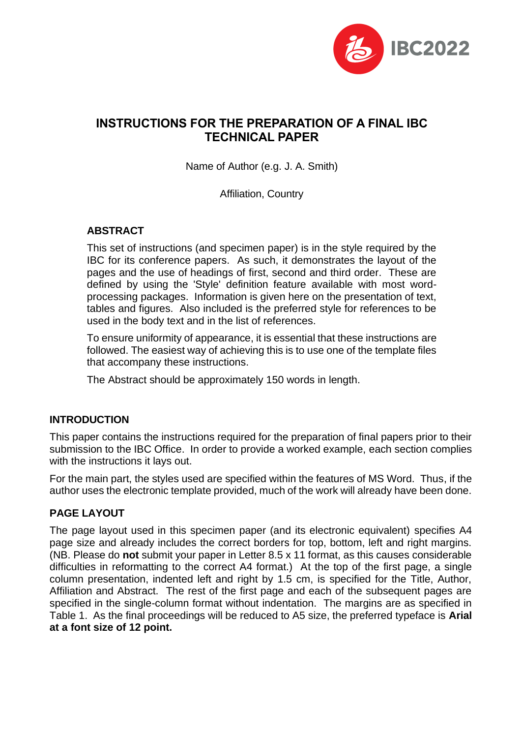# INSTRUCTIONS FOR THE PREPARATION OF A FINAL IBC TECHNICAL PAPER

Name of Author (e.g. J. A. Smith)

Affiliation, Country

## ABSTRACT

This set of instructions (and specimen paper) is in the style required by the IBC for its conference papers. As such, it demonstrates the layout of the pages and the use of headings of first, second and third order. These are defined by using the 'Style' definition feature available with most word-processing packages. Information is given here on the presentation of text, tables and figures. Also included is the preferred style for references to be used in the body text and in the list of references.

To ensure uniformity of appearance, it is essential that these instructions are followed. The easiest way of achieving this is to use one of the template files that accompany these instructions.

The Abstract should be approximately 150 words in length.

## INTRODUCTION

This paper contains the instructions required for the preparation of final papers prior to their submission to the IBC Office. In order to provide a worked example, each section complies with the instructions it lays out.

For the main part, the styles used are specified within the features of MS Word. Thus, if the author uses the electronic template provided, much of the work will already have been done.

## PAGE LAYOUT

The page layout used in this specimen paper (and its electronic equivalent) specifies A4 page size and already includes the correct borders for top, bottom, left and right margins. (NB. Please do **not** submit your paper in Letter 8.5 x 11 format, as this causes considerable difficulties in reformatting to the correct A4 format.) At the top of the first page, a single column presentation, indented left and right by 1.5 cm, is specified for the Title, Author, Affiliation and Abstract. The rest of the first page and each of the subsequent pages are specified in the single-column format without indentation. The margins are as specified in Table 1. As the final proceedings will be reduced to A5 size, the preferred typeface is **Arial at a font size of 12 point.**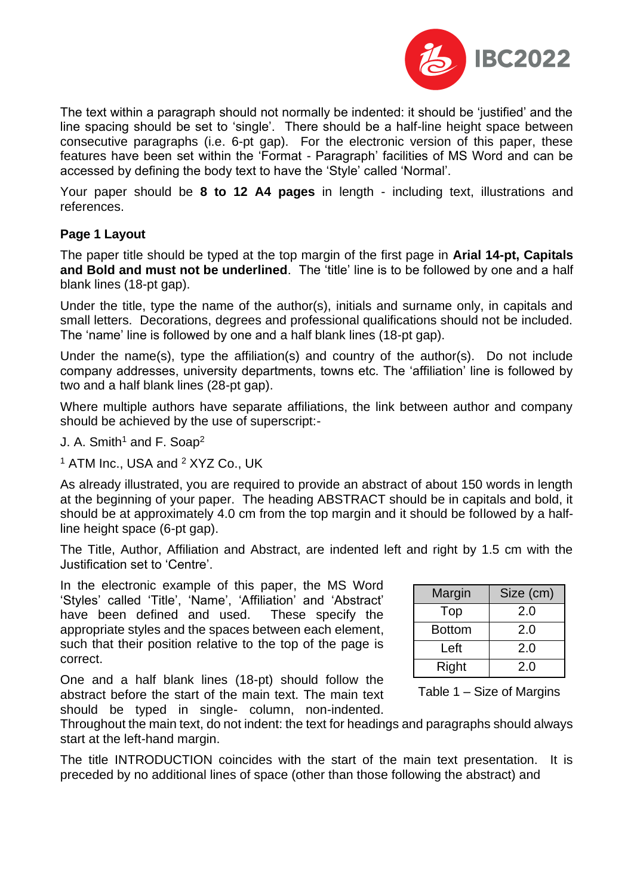The text within a paragraph should not normally be indented: it should be 'justified' and the line spacing should be set to 'single'. There should be a half-line height space between consecutive paragraphs (i.e. 6-pt gap). For the electronic version of this paper, these features have been set within the 'Format - Paragraph' facilities of MS Word and can be accessed by defining the body text to have the 'Style' called 'Normal'.

Your paper should be **8 to 12 A4 pages** in length - including text, illustrations and references.

**Page 1 Layout**

The paper title should be typed at the top margin of the first page in **Arial 14-pt, Capitals and Bold and must not be underlined**. The 'title' line is to be followed by one and a half blank lines (18-pt gap).

Under the title, type the name of the author(s), initials and surname only, in capitals and small letters. Decorations, degrees and professional qualifications should not be included. The 'name' line is followed by one and a half blank lines (18-pt gap).

Under the name(s), type the affiliation(s) and country of the author(s). Do not include company addresses, university departments, towns etc. The 'affiliation' line is followed by two and a half blank lines (28-pt gap).

Where multiple authors have separate affiliations, the link between author and company should be achieved by the use of superscript:-

J. A. Smith[1] and F. Soap[2]

[1] ATM Inc., USA and [2] XYZ Co., UK

As already illustrated, you are required to provide an abstract of about 150 words in length at the beginning of your paper. The heading ABSTRACT should be in capitals and bold, it should be at approximately 4.0 cm from the top margin and it should be followed by a half-line height space (6-pt gap).

The Title, Author, Affiliation and Abstract, are indented left and right by 1.5 cm with the Justification set to 'Centre'.

In the electronic example of this paper, the MS Word 'Styles' called 'Title', 'Name', 'Affiliation' and 'Abstract' have been defined and used. These specify the appropriate styles and the spaces between each element, such that their position relative to the top of the page is correct.

| Margin | Size (cm) |
|---|---|
| Top | 2.0 |
| Bottom | 2.0 |
| Left | 2.0 |
| Right | 2.0 |

Table 1 – Size of Margins

One and a half blank lines (18-pt) should follow the abstract before the start of the main text. The main text should be typed in single- column, non-indented. Throughout the main text, do not indent: the text for headings and paragraphs should always start at the left-hand margin.

The title INTRODUCTION coincides with the start of the main text presentation. It is preceded by no additional lines of space (other than those following the abstract) and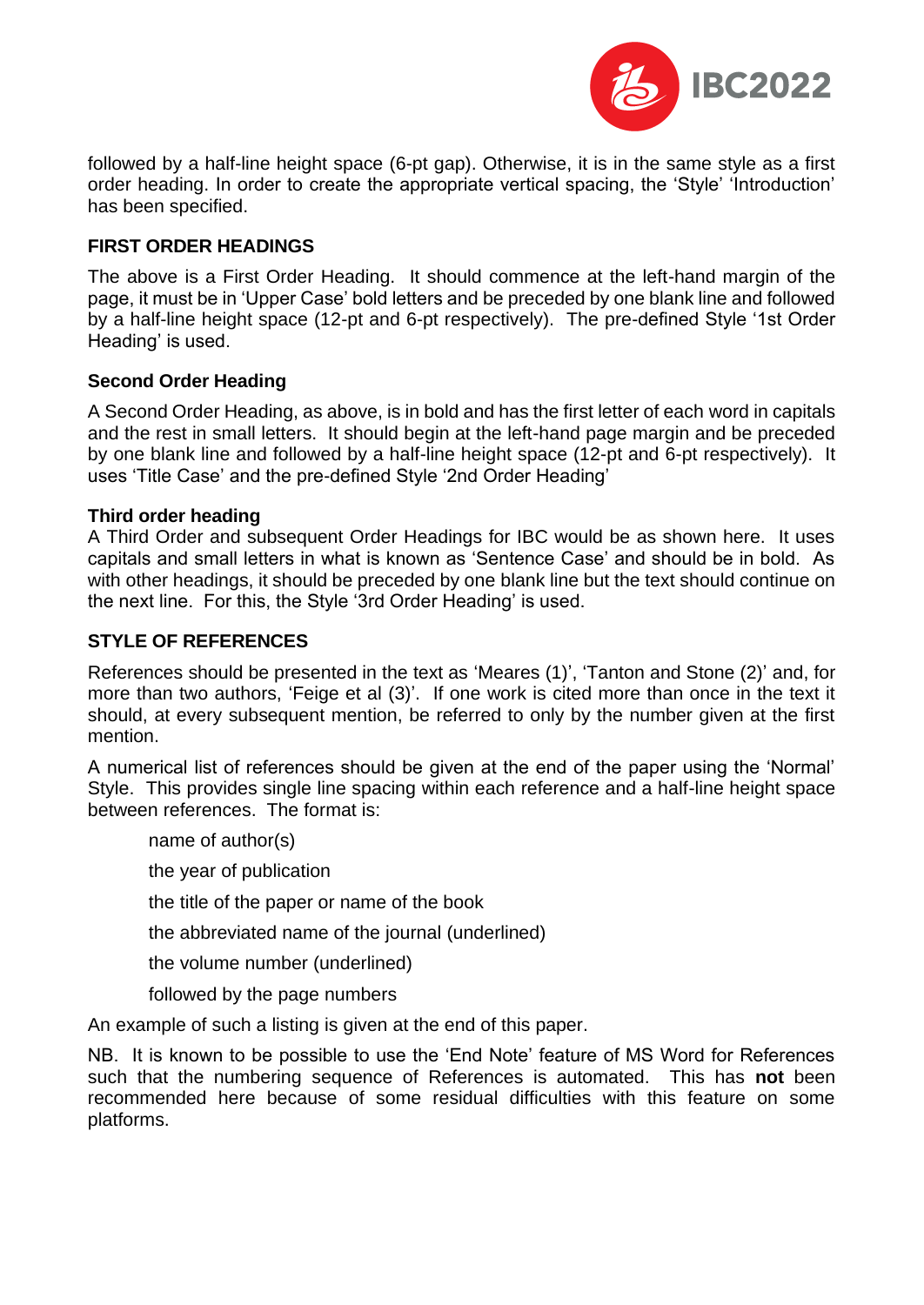followed by a half-line height space (6-pt gap). Otherwise, it is in the same style as a first order heading. In order to create the appropriate vertical spacing, the 'Style' 'Introduction' has been specified.

## FIRST ORDER HEADINGS

The above is a First Order Heading. It should commence at the left-hand margin of the page, it must be in 'Upper Case' bold letters and be preceded by one blank line and followed by a half-line height space (12-pt and 6-pt respectively). The pre-defined Style '1st Order Heading' is used.

### Second Order Heading

A Second Order Heading, as above, is in bold and has the first letter of each word in capitals and the rest in small letters. It should begin at the left-hand page margin and be preceded by one blank line and followed by a half-line height space (12-pt and 6-pt respectively). It uses 'Title Case' and the pre-defined Style '2nd Order Heading'

#### Third order heading

A Third Order and subsequent Order Headings for IBC would be as shown here. It uses capitals and small letters in what is known as 'Sentence Case' and should be in bold. As with other headings, it should be preceded by one blank line but the text should continue on the next line. For this, the Style '3rd Order Heading' is used.

## STYLE OF REFERENCES

References should be presented in the text as 'Meares (1)', 'Tanton and Stone (2)' and, for more than two authors, 'Feige et al (3)'. If one work is cited more than once in the text it should, at every subsequent mention, be referred to only by the number given at the first mention.

A numerical list of references should be given at the end of the paper using the 'Normal' Style. This provides single line spacing within each reference and a half-line height space between references. The format is:

name of author(s)

the year of publication

the title of the paper or name of the book

the abbreviated name of the journal (underlined)

the volume number (underlined)

followed by the page numbers

An example of such a listing is given at the end of this paper.

NB. It is known to be possible to use the 'End Note' feature of MS Word for References such that the numbering sequence of References is automated. This has **not** been recommended here because of some residual difficulties with this feature on some platforms.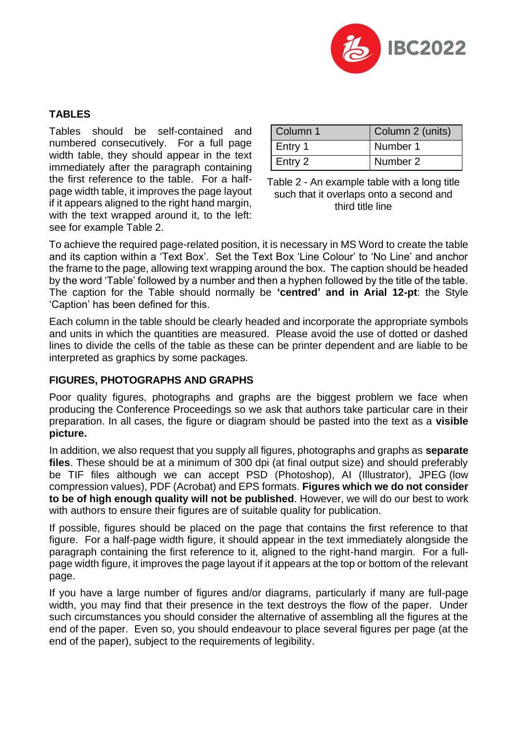## TABLES

Tables should be self-contained and numbered consecutively. For a full page width table, they should appear in the text immediately after the paragraph containing the first reference to the table. For a half-page width table, it improves the page layout if it appears aligned to the right hand margin, with the text wrapped around it, to the left: see for example Table 2.

| Column 1 | Column 2 (units) |
|---|---|
| Entry 1 | Number 1 |
| Entry 2 | Number 2 |

Table 2 - An example table with a long title such that it overlaps onto a second and third title line

To achieve the required page-related position, it is necessary in MS Word to create the table and its caption within a 'Text Box'. Set the Text Box 'Line Colour' to 'No Line' and anchor the frame to the page, allowing text wrapping around the box. The caption should be headed by the word 'Table' followed by a number and then a hyphen followed by the title of the table. The caption for the Table should normally be **'centred' and in Arial 12-pt**: the Style 'Caption' has been defined for this.

Each column in the table should be clearly headed and incorporate the appropriate symbols and units in which the quantities are measured. Please avoid the use of dotted or dashed lines to divide the cells of the table as these can be printer dependent and are liable to be interpreted as graphics by some packages.

## FIGURES, PHOTOGRAPHS AND GRAPHS

Poor quality figures, photographs and graphs are the biggest problem we face when producing the Conference Proceedings so we ask that authors take particular care in their preparation. In all cases, the figure or diagram should be pasted into the text as a **visible picture.**

In addition, we also request that you supply all figures, photographs and graphs as **separate files**. These should be at a minimum of 300 dpi (at final output size) and should preferably be TIF files although we can accept PSD (Photoshop), AI (Illustrator), JPEG (low compression values), PDF (Acrobat) and EPS formats. **Figures which we do not consider to be of high enough quality will not be published**. However, we will do our best to work with authors to ensure their figures are of suitable quality for publication.

If possible, figures should be placed on the page that contains the first reference to that figure. For a half-page width figure, it should appear in the text immediately alongside the paragraph containing the first reference to it, aligned to the right-hand margin. For a full-page width figure, it improves the page layout if it appears at the top or bottom of the relevant page.

If you have a large number of figures and/or diagrams, particularly if many are full-page width, you may find that their presence in the text destroys the flow of the paper. Under such circumstances you should consider the alternative of assembling all the figures at the end of the paper. Even so, you should endeavour to place several figures per page (at the end of the paper), subject to the requirements of legibility.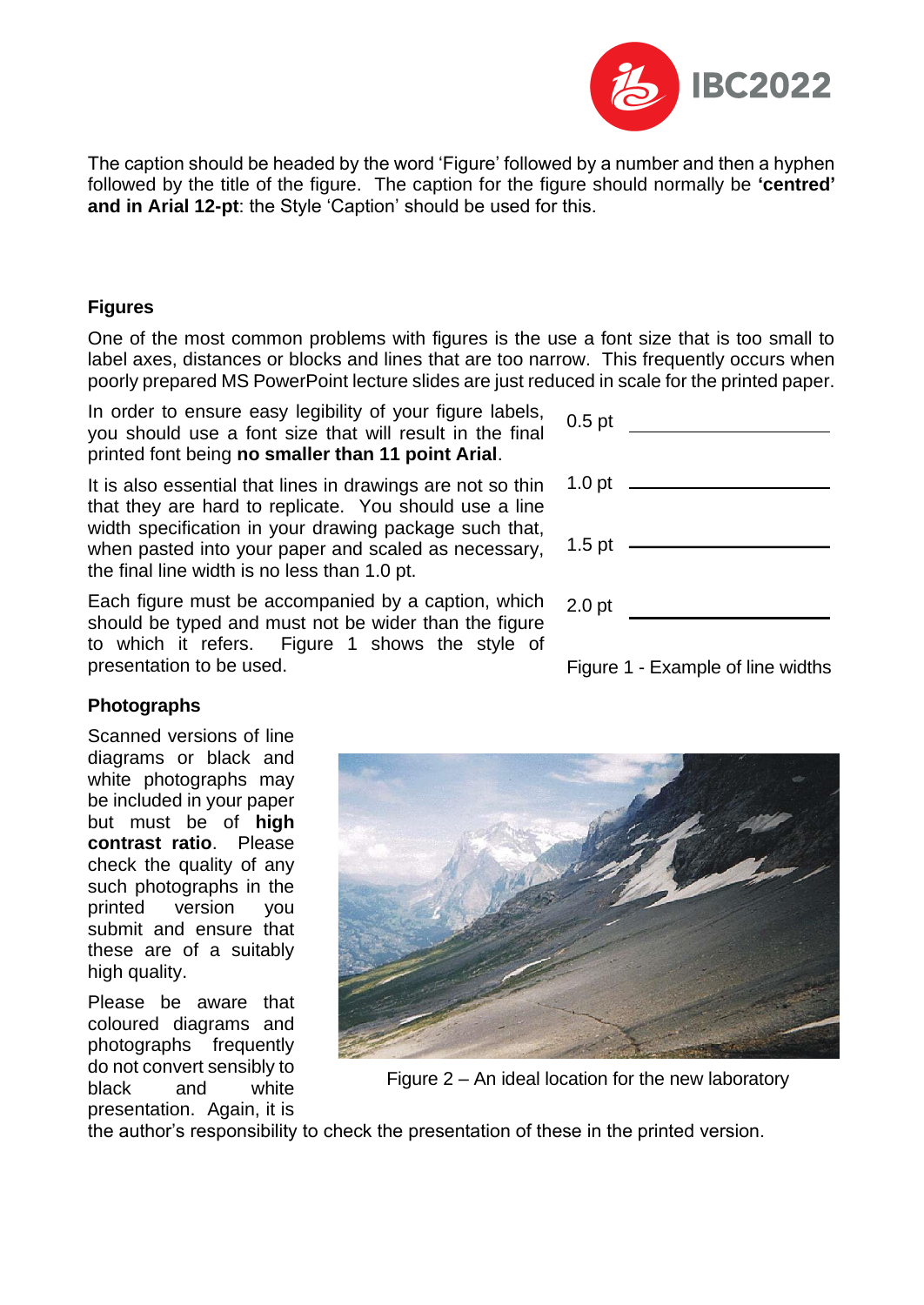The caption should be headed by the word 'Figure' followed by a number and then a hyphen followed by the title of the figure. The caption for the figure should normally be **'centred' and in Arial 12-pt**: the Style 'Caption' should be used for this.

### Figures

One of the most common problems with figures is the use a font size that is too small to label axes, distances or blocks and lines that are too narrow. This frequently occurs when poorly prepared MS PowerPoint lecture slides are just reduced in scale for the printed paper.

In order to ensure easy legibility of your figure labels, you should use a font size that will result in the final printed font being **no smaller than 11 point Arial**.

It is also essential that lines in drawings are not so thin that they are hard to replicate. You should use a line width specification in your drawing package such that, when pasted into your paper and scaled as necessary, the final line width is no less than 1.0 pt.

Each figure must be accompanied by a caption, which should be typed and must not be wider than the figure to which it refers. Figure 1 shows the style of presentation to be used.

0.5 pt

1.0 pt

1.5 pt

2.0 pt

Figure 1 - Example of line widths

### Photographs

Scanned versions of line diagrams or black and white photographs may be included in your paper but must be of **high contrast ratio**. Please check the quality of any such photographs in the printed version you submit and ensure that these are of a suitably high quality.

Please be aware that coloured diagrams and photographs frequently do not convert sensibly to black and white presentation. Again, it is the author's responsibility to check the presentation of these in the printed version.

Figure 2 – An ideal location for the new laboratory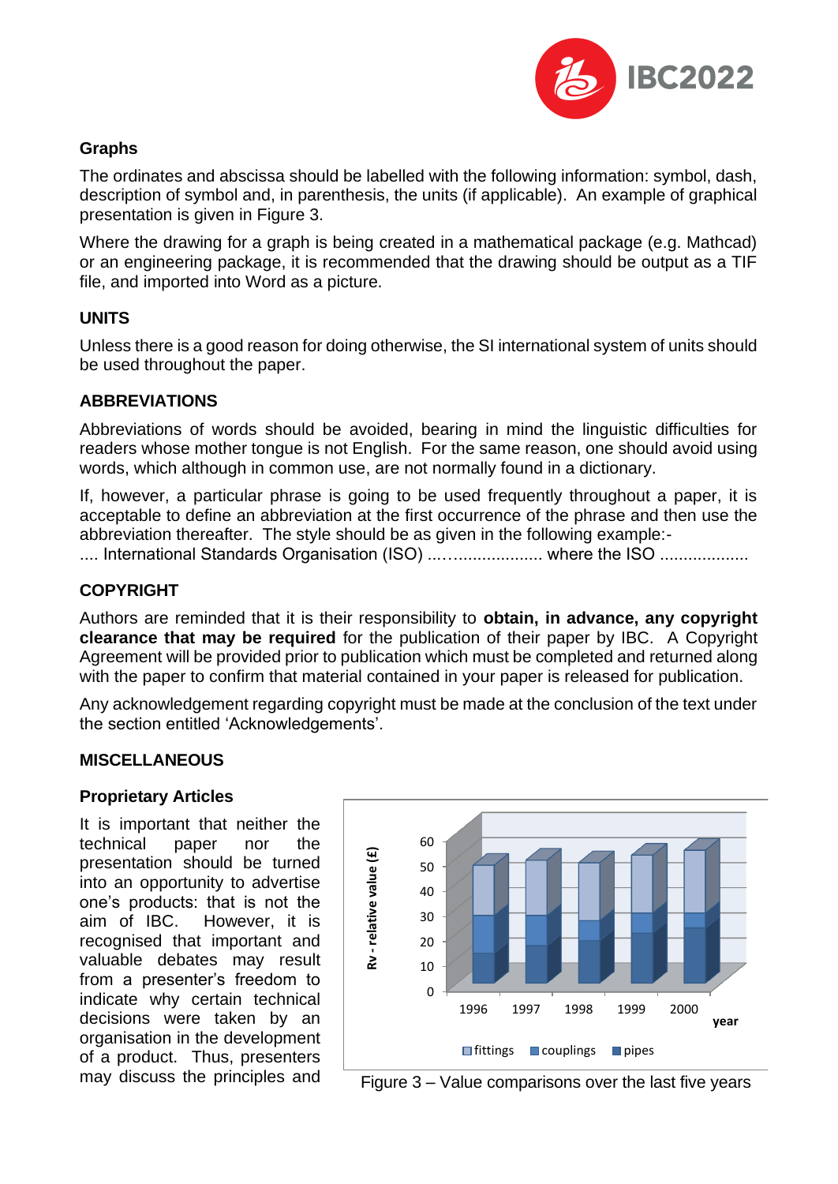### Graphs

The ordinates and abscissa should be labelled with the following information: symbol, dash, description of symbol and, in parenthesis, the units (if applicable). An example of graphical presentation is given in Figure 3.

Where the drawing for a graph is being created in a mathematical package (e.g. Mathcad) or an engineering package, it is recommended that the drawing should be output as a TIF file, and imported into Word as a picture.

## UNITS

Unless there is a good reason for doing otherwise, the SI international system of units should be used throughout the paper.

## ABBREVIATIONS

Abbreviations of words should be avoided, bearing in mind the linguistic difficulties for readers whose mother tongue is not English. For the same reason, one should avoid using words, which although in common use, are not normally found in a dictionary.

If, however, a particular phrase is going to be used frequently throughout a paper, it is acceptable to define an abbreviation at the first occurrence of the phrase and then use the abbreviation thereafter. The style should be as given in the following example:-
.... International Standards Organisation (ISO) ..…................... where the ISO ..................

## COPYRIGHT

Authors are reminded that it is their responsibility to **obtain, in advance, any copyright clearance that may be required** for the publication of their paper by IBC. A Copyright Agreement will be provided prior to publication which must be completed and returned along with the paper to confirm that material contained in your paper is released for publication.

Any acknowledgement regarding copyright must be made at the conclusion of the text under the section entitled 'Acknowledgements'.

## MISCELLANEOUS

### Proprietary Articles

It is important that neither the technical paper nor the presentation should be turned into an opportunity to advertise one's products: that is not the aim of IBC. However, it is recognised that important and valuable debates may result from a presenter's freedom to indicate why certain technical decisions were taken by an organisation in the development of a product. Thus, presenters may discuss the principles and

Figure 3 – Value comparisons over the last five years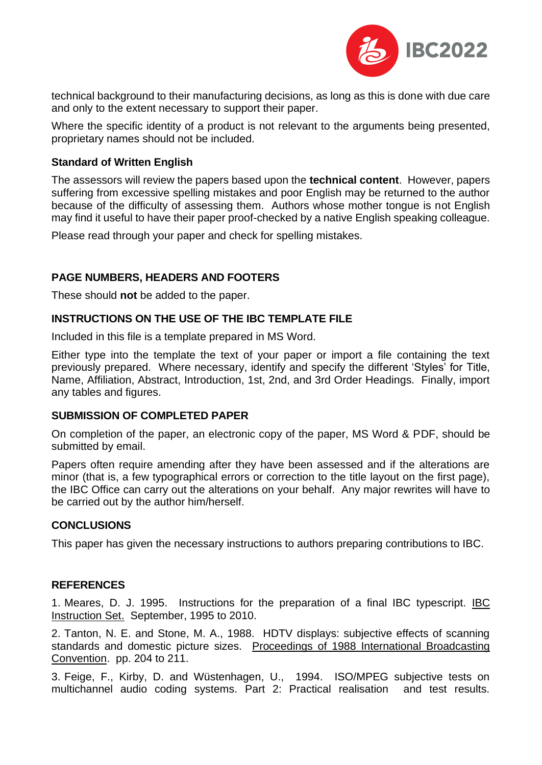technical background to their manufacturing decisions, as long as this is done with due care and only to the extent necessary to support their paper.

Where the specific identity of a product is not relevant to the arguments being presented, proprietary names should not be included.

### Standard of Written English

The assessors will review the papers based upon the **technical content**. However, papers suffering from excessive spelling mistakes and poor English may be returned to the author because of the difficulty of assessing them. Authors whose mother tongue is not English may find it useful to have their paper proof-checked by a native English speaking colleague.

Please read through your paper and check for spelling mistakes.

## PAGE NUMBERS, HEADERS AND FOOTERS

These should **not** be added to the paper.

## INSTRUCTIONS ON THE USE OF THE IBC TEMPLATE FILE

Included in this file is a template prepared in MS Word.

Either type into the template the text of your paper or import a file containing the text previously prepared. Where necessary, identify and specify the different 'Styles' for Title, Name, Affiliation, Abstract, Introduction, 1st, 2nd, and 3rd Order Headings. Finally, import any tables and figures.

## SUBMISSION OF COMPLETED PAPER

On completion of the paper, an electronic copy of the paper, MS Word & PDF, should be submitted by email.

Papers often require amending after they have been assessed and if the alterations are minor (that is, a few typographical errors or correction to the title layout on the first page), the IBC Office can carry out the alterations on your behalf. Any major rewrites will have to be carried out by the author him/herself.

## CONCLUSIONS

This paper has given the necessary instructions to authors preparing contributions to IBC.

## REFERENCES

1. Meares, D. J. 1995. Instructions for the preparation of a final IBC typescript. IBC Instruction Set. September, 1995 to 2010.

2. Tanton, N. E. and Stone, M. A., 1988. HDTV displays: subjective effects of scanning standards and domestic picture sizes. Proceedings of 1988 International Broadcasting Convention. pp. 204 to 211.

3. Feige, F., Kirby, D. and Wüstenhagen, U., 1994. ISO/MPEG subjective tests on multichannel audio coding systems. Part 2: Practical realisation and test results.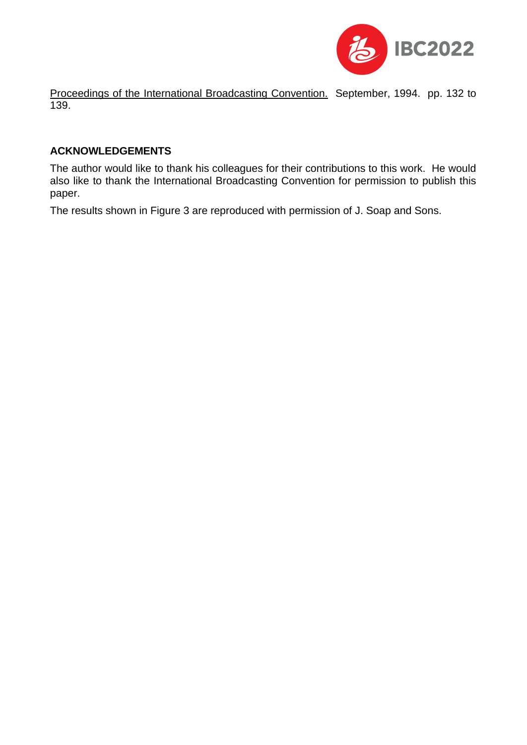<u>Proceedings of the International Broadcasting Convention.</u> September, 1994. pp. 132 to 139.

## ACKNOWLEDGEMENTS

The author would like to thank his colleagues for their contributions to this work. He would also like to thank the International Broadcasting Convention for permission to publish this paper.

The results shown in Figure 3 are reproduced with permission of J. Soap and Sons.